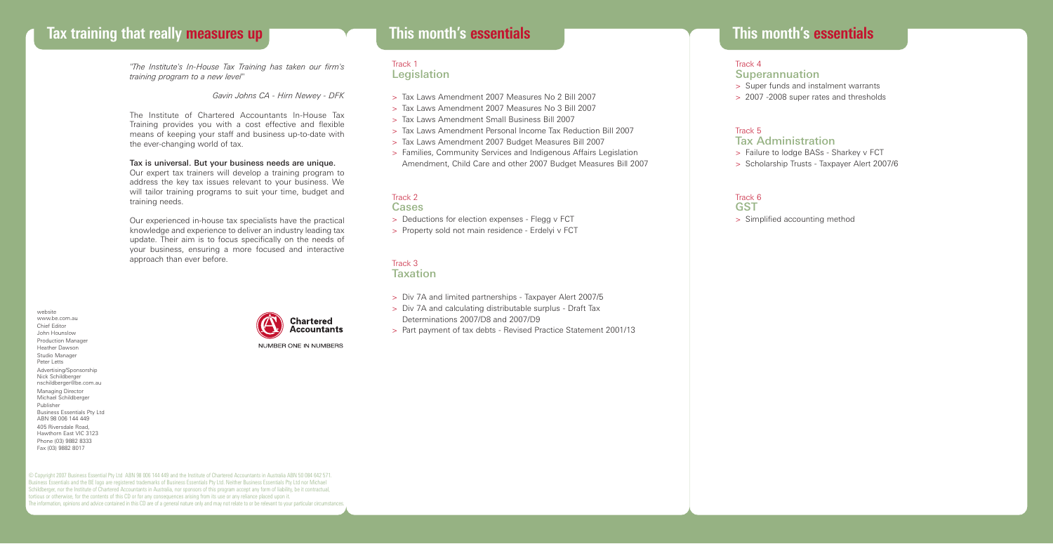## Tax training that really measures up

*"The Institute's In-House Tax Training has taken our firm's training program to a new level"*

*Gavin Johns CA - Hirn Newey - DFK*

The Institute of Chartered Accountants In-House Tax Training provides you with a cost effective and flexible means of keeping your staff and business up-to-date with the ever-changing world of tax.

**Tax is universal. But your business needs are unique.**
Our expert tax trainers will develop a training program to address the key tax issues relevant to your business. We will tailor training programs to suit your time, budget and training needs.

Our experienced in-house tax specialists have the practical knowledge and experience to deliver an industry leading tax update. Their aim is to focus specifically on the needs of your business, ensuring a more focused and interactive approach than ever before.

Chartered Accountants
NUMBER ONE IN NUMBERS

website
www.be.com.au
Chief Editor
John Hounslow
Production Manager
Heather Dawson
Studio Manager
Peter Letts
Advertising/Sponsorship
Nick Schildberger
nschildberger@be.com.au
Managing Director
Michael Schildberger
Publisher
Business Essentials Pty Ltd
ABN 98 006 144 449
405 Riversdale Road,
Hawthorn East VIC 3123
Phone (03) 9882 8333
Fax (03) 9882 8017

© Copyright 2007 Business Essential Pty Ltd ABN 98 006 144 449 and the Institute of Chartered Accountants in Australia ABN 50 084 642 571. Business Essentials and the BE logo are registered trademarks of Business Essentials Pty Ltd. Neither Business Essentials Pty Ltd nor Michael Schildberger, nor the Institute of Chartered Accountants in Australia, nor sponsors of this program accept any form of liability, be it contractual, tortious or otherwise, for the contents of this CD or for any consequences arising from its use or any reliance placed upon it.
The information, opinions and advice contained in this CD are of a general nature only and may not relate to or be relevant to your particular circumstances.

## This month's essentials

### Track 1
### Legislation

- > Tax Laws Amendment 2007 Measures No 2 Bill 2007
- > Tax Laws Amendment 2007 Measures No 3 Bill 2007
- > Tax Laws Amendment Small Business Bill 2007
- > Tax Laws Amendment Personal Income Tax Reduction Bill 2007
- > Tax Laws Amendment 2007 Budget Measures Bill 2007
- > Families, Community Services and Indigenous Affairs Legislation Amendment, Child Care and other 2007 Budget Measures Bill 2007

### Track 2
### Cases

- > Deductions for election expenses - Flegg v FCT
- > Property sold not main residence - Erdelyi v FCT

### Track 3
### Taxation

- > Div 7A and limited partnerships - Taxpayer Alert 2007/5
- > Div 7A and calculating distributable surplus - Draft Tax Determinations 2007/D8 and 2007/D9
- > Part payment of tax debts - Revised Practice Statement 2001/13

### Track 4
### Superannuation

- > Super funds and instalment warrants
- > 2007 -2008 super rates and thresholds

### Track 5
### Tax Administration

- > Failure to lodge BASs - Sharkey v FCT
- > Scholarship Trusts - Taxpayer Alert 2007/6

### Track 6
### GST

- > Simplified accounting method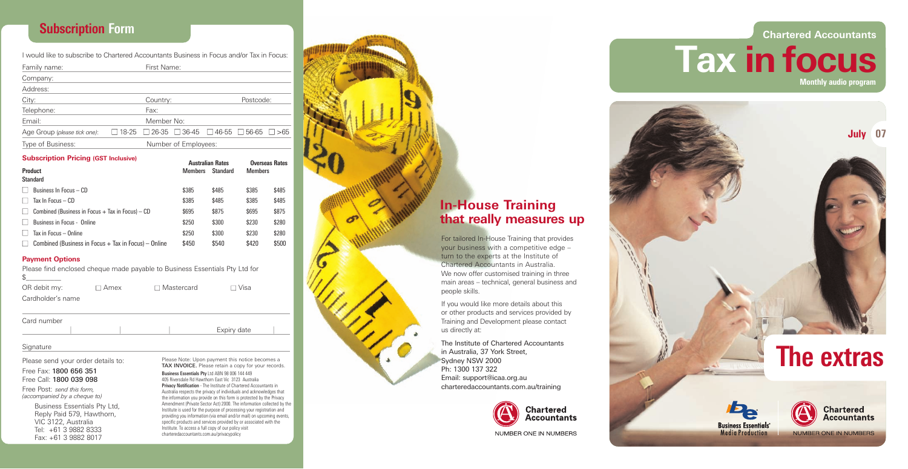## Subscription Form

I would like to subscribe to Chartered Accountants Business in Focus and/or Tax in Focus:

Family name: First Name:

Company:

Address:

City: Country: Postcode:

Telephone: Fax:

Email: Member No:

Age Group *(please tick one)*: ☐ 18-25 ☐ 26-35 ☐ 36-45 ☐ 46-55 ☐ 56-65 ☐ >65

Type of Business: Number of Employees:

### Subscription Pricing (GST Inclusive)

| Product | Australian Rates | | Overseas Rates | |
|---|---|---|---|---|
| | Members | Standard | Members | |
| **Standard** | | | | |
| ☐ Business In Focus – CD | $385 | $485 | $385 | $485 |
| ☐ Tax In Focus – CD | $385 | $485 | $385 | $485 |
| ☐ Combined (Business in Focus + Tax in Focus) – CD | $695 | $875 | $695 | $875 |
| ☐ Business in Focus - Online | $250 | $300 | $230 | $280 |
| ☐ Tax in Focus – Online | $250 | $300 | $230 | $280 |
| ☐ Combined (Business in Focus + Tax in Focus) – Online | $450 | $540 | $420 | $500 |

### Payment Options

Please find enclosed cheque made payable to Business Essentials Pty Ltd for $\_\_\_\_\_\_\_\_\_

OR debit my: ☐ Amex ☐ Mastercard ☐ Visa

Cardholder's name

Card number Expiry date

Signature

Please send your order details to:

Free Fax: **1800 656 351**
Free Call: **1800 039 098**

Free Post: *send this form, (accompanied by a cheque to)*

Business Essentials Pty Ltd,
Reply Paid 579, Hawthorn,
VIC 3122, Australia
Tel: +61 3 9882 8333
Fax: +61 3 9882 8017

Please Note: Upon payment this notice becomes a **TAX INVOICE.** Please retain a copy for your records.

**Business Essentials Pty** Ltd ABN 98 006 144 449
405 Riversdale Rd Hawthorn East Vic 3123 Australia

**Privacy Notification** - The Institute of Chartered Accountants in Australia respects the privacy of individuals and acknowledges that the information you provide on this form is protected by the Privacy Amendment (Private Sector Act) 2000. The information collected by the Institute is used for the purpose of processing your registration and providing you information (via email and/or mail) on upcoming events, specific products and services provided by or associated with the Institute. To access a full copy of our policy visit charteredaccountants.com.au/privacypolicy

## In-House Training that really measures up

For tailored In-House Training that provides your business with a competitive edge – turn to the experts at the Institute of Chartered Accountants in Australia. We now offer customised training in three main areas – technical, general business and people skills.

If you would like more details about this or other products and services provided by Training and Development please contact us directly at:

The Institute of Chartered Accountants in Australia, 37 York Street,
Sydney NSW 2000
Ph: 1300 137 322
Email: support@icaa.org.au
charteredaccountants.com.au/training

Chartered Accountants
NUMBER ONE IN NUMBERS

Chartered Accountants

# Tax in focus

**Monthly audio program**

**July 07**

# The extras

Business Essentials® Media Production

Chartered Accountants
NUMBER ONE IN NUMBERS